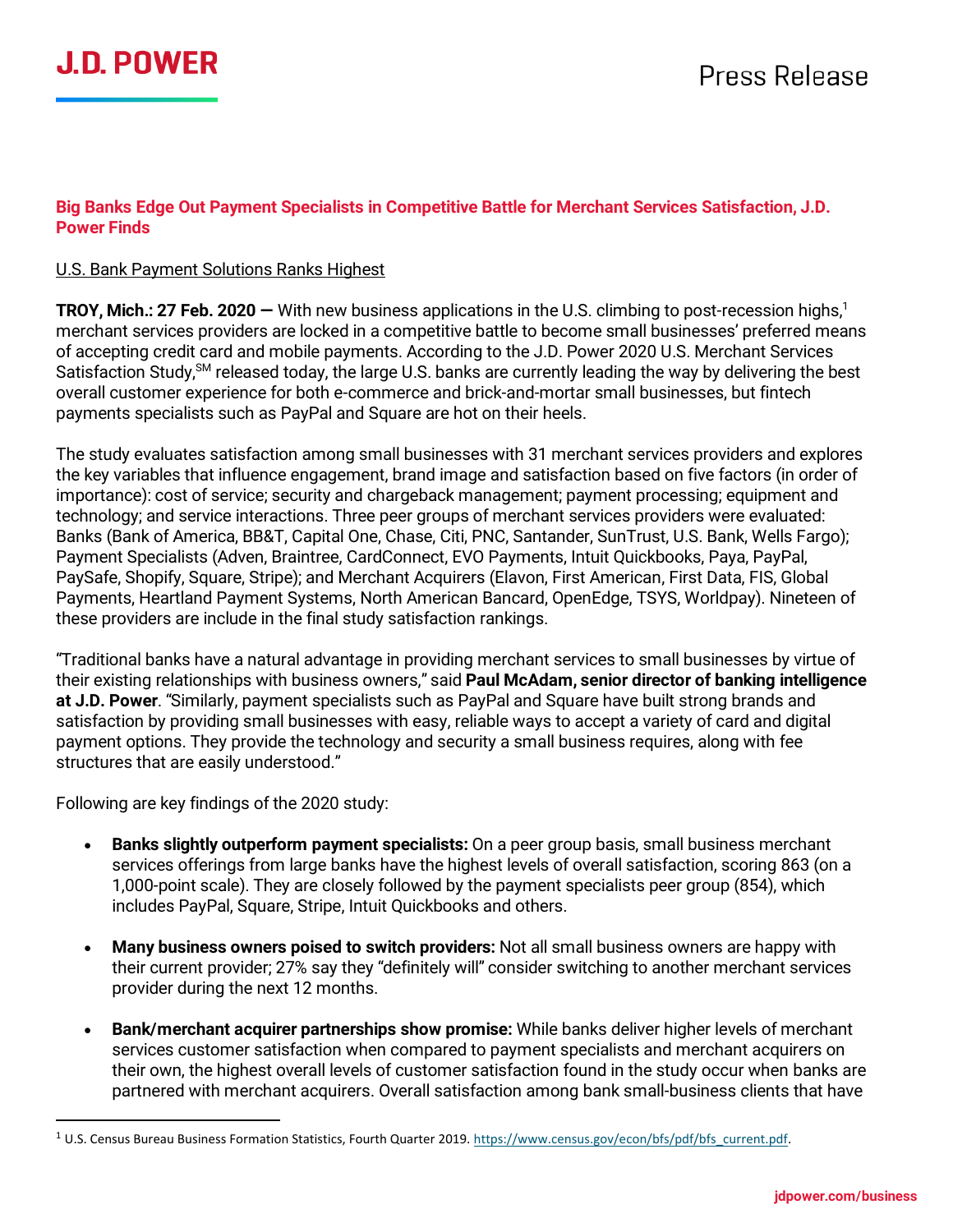## Big Banks Edge Out Payment Specialists in Competitive Battle for Merchant Services Satisfaction, J.D. Power Finds

U.S. Bank Payment Solutions Ranks Highest

**TROY, Mich.: 27 Feb. 2020 —** With new business applications in the U.S. climbing to post-recession highs,[1] merchant services providers are locked in a competitive battle to become small businesses' preferred means of accepting credit card and mobile payments. According to the J.D. Power 2020 U.S. Merchant Services Satisfaction Study,[SM] released today, the large U.S. banks are currently leading the way by delivering the best overall customer experience for both e-commerce and brick-and-mortar small businesses, but fintech payments specialists such as PayPal and Square are hot on their heels.

The study evaluates satisfaction among small businesses with 31 merchant services providers and explores the key variables that influence engagement, brand image and satisfaction based on five factors (in order of importance): cost of service; security and chargeback management; payment processing; equipment and technology; and service interactions. Three peer groups of merchant services providers were evaluated: Banks (Bank of America, BB&T, Capital One, Chase, Citi, PNC, Santander, SunTrust, U.S. Bank, Wells Fargo); Payment Specialists (Adven, Braintree, CardConnect, EVO Payments, Intuit Quickbooks, Paya, PayPal, PaySafe, Shopify, Square, Stripe); and Merchant Acquirers (Elavon, First American, First Data, FIS, Global Payments, Heartland Payment Systems, North American Bancard, OpenEdge, TSYS, Worldpay). Nineteen of these providers are include in the final study satisfaction rankings.

"Traditional banks have a natural advantage in providing merchant services to small businesses by virtue of their existing relationships with business owners," said **Paul McAdam, senior director of banking intelligence at J.D. Power**. "Similarly, payment specialists such as PayPal and Square have built strong brands and satisfaction by providing small businesses with easy, reliable ways to accept a variety of card and digital payment options. They provide the technology and security a small business requires, along with fee structures that are easily understood."

Following are key findings of the 2020 study:

- **Banks slightly outperform payment specialists:** On a peer group basis, small business merchant services offerings from large banks have the highest levels of overall satisfaction, scoring 863 (on a 1,000-point scale). They are closely followed by the payment specialists peer group (854), which includes PayPal, Square, Stripe, Intuit Quickbooks and others.
- **Many business owners poised to switch providers:** Not all small business owners are happy with their current provider; 27% say they "definitely will" consider switching to another merchant services provider during the next 12 months.
- **Bank/merchant acquirer partnerships show promise:** While banks deliver higher levels of merchant services customer satisfaction when compared to payment specialists and merchant acquirers on their own, the highest overall levels of customer satisfaction found in the study occur when banks are partnered with merchant acquirers. Overall satisfaction among bank small-business clients that have

[1] U.S. Census Bureau Business Formation Statistics, Fourth Quarter 2019. https://www.census.gov/econ/bfs/pdf/bfs_current.pdf.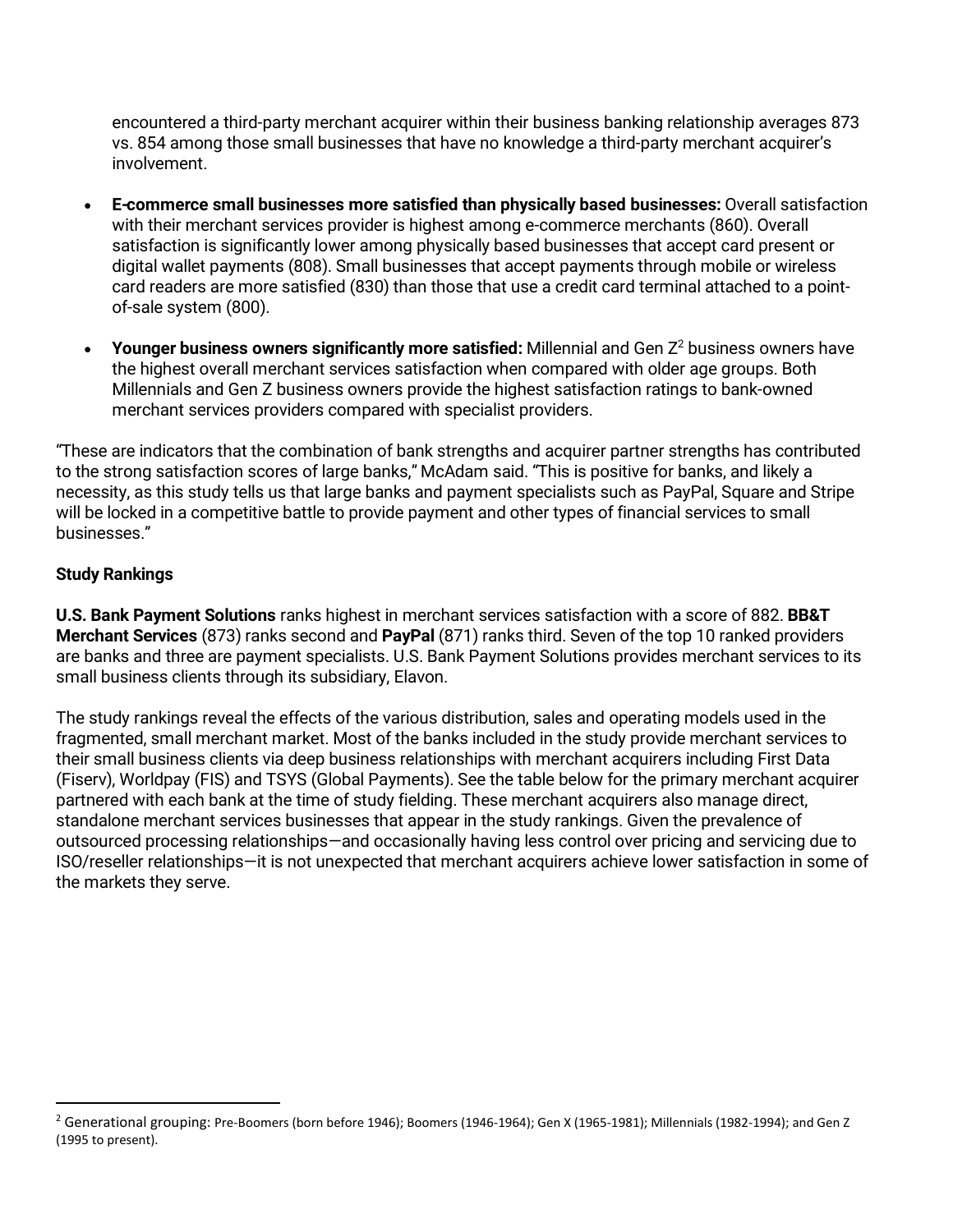encountered a third-party merchant acquirer within their business banking relationship averages 873 vs. 854 among those small businesses that have no knowledge a third-party merchant acquirer's involvement.

- **E-commerce small businesses more satisfied than physically based businesses:** Overall satisfaction with their merchant services provider is highest among e-commerce merchants (860). Overall satisfaction is significantly lower among physically based businesses that accept card present or digital wallet payments (808). Small businesses that accept payments through mobile or wireless card readers are more satisfied (830) than those that use a credit card terminal attached to a point-of-sale system (800).

- **Younger business owners significantly more satisfied:** Millennial and Gen Z[2] business owners have the highest overall merchant services satisfaction when compared with older age groups. Both Millennials and Gen Z business owners provide the highest satisfaction ratings to bank-owned merchant services providers compared with specialist providers.

"These are indicators that the combination of bank strengths and acquirer partner strengths has contributed to the strong satisfaction scores of large banks," McAdam said. "This is positive for banks, and likely a necessity, as this study tells us that large banks and payment specialists such as PayPal, Square and Stripe will be locked in a competitive battle to provide payment and other types of financial services to small businesses."

**Study Rankings**

**U.S. Bank Payment Solutions** ranks highest in merchant services satisfaction with a score of 882. **BB&T Merchant Services** (873) ranks second and **PayPal** (871) ranks third. Seven of the top 10 ranked providers are banks and three are payment specialists. U.S. Bank Payment Solutions provides merchant services to its small business clients through its subsidiary, Elavon.

The study rankings reveal the effects of the various distribution, sales and operating models used in the fragmented, small merchant market. Most of the banks included in the study provide merchant services to their small business clients via deep business relationships with merchant acquirers including First Data (Fiserv), Worldpay (FIS) and TSYS (Global Payments). See the table below for the primary merchant acquirer partnered with each bank at the time of study fielding. These merchant acquirers also manage direct, standalone merchant services businesses that appear in the study rankings. Given the prevalence of outsourced processing relationships—and occasionally having less control over pricing and servicing due to ISO/reseller relationships—it is not unexpected that merchant acquirers achieve lower satisfaction in some of the markets they serve.

[2] Generational grouping: Pre-Boomers (born before 1946); Boomers (1946-1964); Gen X (1965-1981); Millennials (1982-1994); and Gen Z (1995 to present).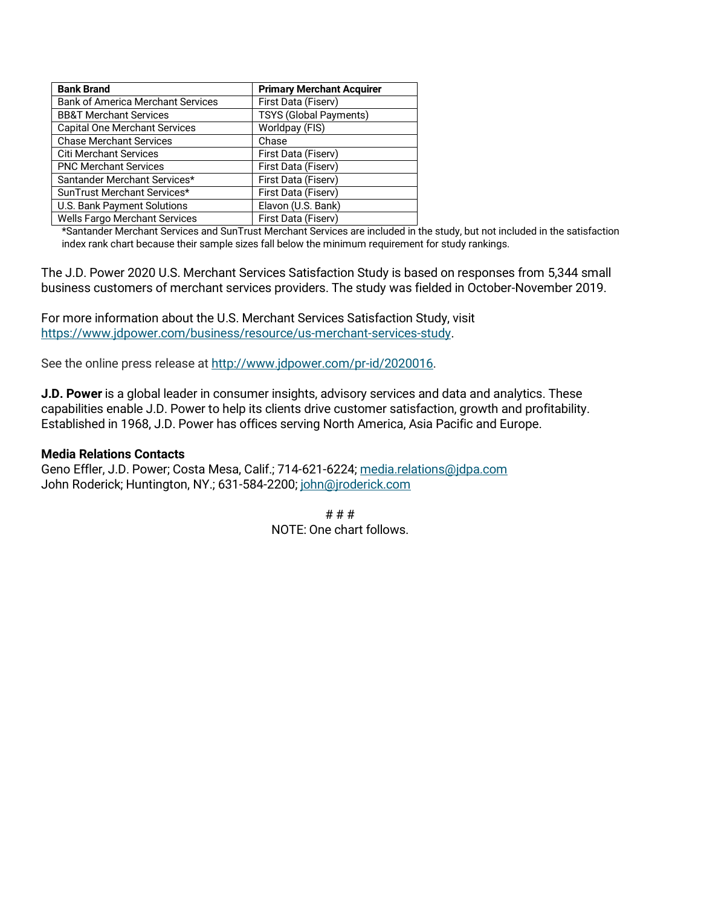| Bank Brand | Primary Merchant Acquirer |
| --- | --- |
| Bank of America Merchant Services | First Data (Fiserv) |
| BB&T Merchant Services | TSYS (Global Payments) |
| Capital One Merchant Services | Worldpay (FIS) |
| Chase Merchant Services | Chase |
| Citi Merchant Services | First Data (Fiserv) |
| PNC Merchant Services | First Data (Fiserv) |
| Santander Merchant Services* | First Data (Fiserv) |
| SunTrust Merchant Services* | First Data (Fiserv) |
| U.S. Bank Payment Solutions | Elavon (U.S. Bank) |
| Wells Fargo Merchant Services | First Data (Fiserv) |

*Santander Merchant Services and SunTrust Merchant Services are included in the study, but not included in the satisfaction index rank chart because their sample sizes fall below the minimum requirement for study rankings.

The J.D. Power 2020 U.S. Merchant Services Satisfaction Study is based on responses from 5,344 small business customers of merchant services providers. The study was fielded in October-November 2019.

For more information about the U.S. Merchant Services Satisfaction Study, visit https://www.jdpower.com/business/resource/us-merchant-services-study.

See the online press release at http://www.jdpower.com/pr-id/2020016.

**J.D. Power** is a global leader in consumer insights, advisory services and data and analytics. These capabilities enable J.D. Power to help its clients drive customer satisfaction, growth and profitability. Established in 1968, J.D. Power has offices serving North America, Asia Pacific and Europe.

**Media Relations Contacts**
Geno Effler, J.D. Power; Costa Mesa, Calif.; 714-621-6224; media.relations@jdpa.com
John Roderick; Huntington, NY.; 631-584-2200; john@jroderick.com

# # #
NOTE: One chart follows.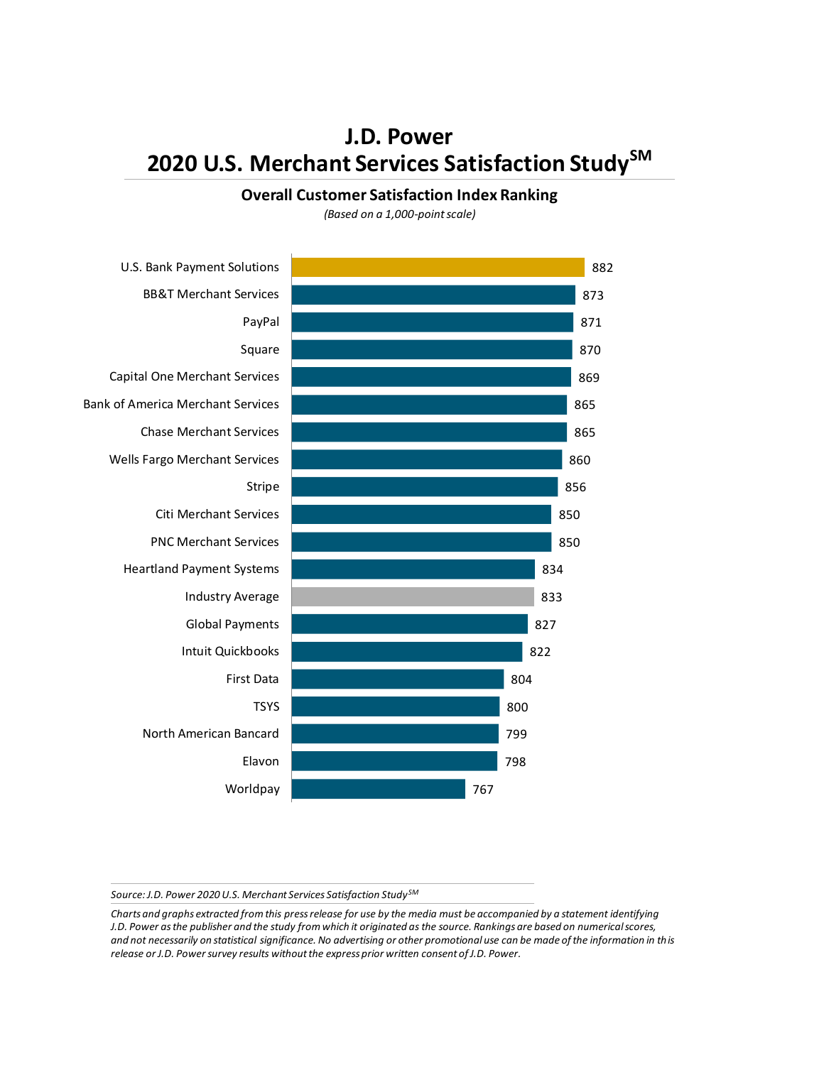# J.D. Power
# 2020 U.S. Merchant Services Satisfaction Study[SM]

## Overall Customer Satisfaction Index Ranking

*(Based on a 1,000-point scale)*

U.S. Bank Payment Solutions 882
BB&T Merchant Services 873
PayPal 871
Square 870
Capital One Merchant Services 869
Bank of America Merchant Services 865
Chase Merchant Services 865
Wells Fargo Merchant Services 860
Stripe 856
Citi Merchant Services 850
PNC Merchant Services 850
Heartland Payment Systems 834
Industry Average 833
Global Payments 827
Intuit Quickbooks 822
First Data 804
TSYS 800
North American Bancard 799
Elavon 798
Worldpay 767

*Source: J.D. Power 2020 U.S. Merchant Services Satisfaction Study[SM]*

*Charts and graphs extracted from this press release for use by the media must be accompanied by a statement identifying J.D. Power as the publisher and the study from which it originated as the source. Rankings are based on numerical scores, and not necessarily on statistical significance. No advertising or other promotional use can be made of the information in this release or J.D. Power survey results without the express prior written consent of J.D. Power.*